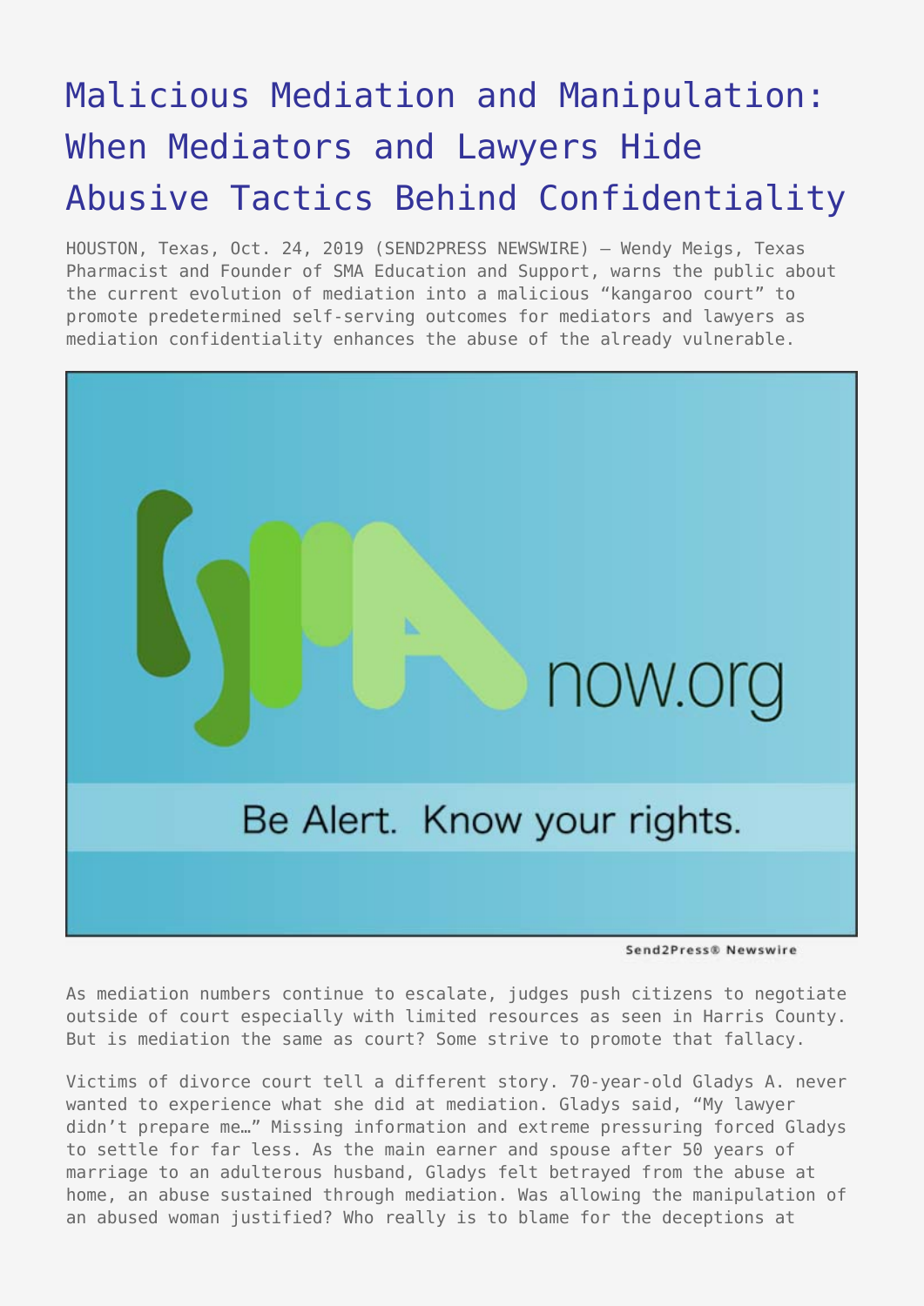# Malicious Mediation and Manipulation: When Mediators and Lawyers Hide Abusive Tactics Behind Confidentiality

HOUSTON, Texas, Oct. 24, 2019 (SEND2PRESS NEWSWIRE) — Wendy Meigs, Texas Pharmacist and Founder of SMA Education and Support, warns the public about the current evolution of mediation into a malicious "kangaroo court" to promote predetermined self-serving outcomes for mediators and lawyers as mediation confidentiality enhances the abuse of the already vulnerable.

As mediation numbers continue to escalate, judges push citizens to negotiate outside of court especially with limited resources as seen in Harris County. But is mediation the same as court? Some strive to promote that fallacy.

Victims of divorce court tell a different story. 70-year-old Gladys A. never wanted to experience what she did at mediation. Gladys said, "My lawyer didn't prepare me…" Missing information and extreme pressuring forced Gladys to settle for far less. As the main earner and spouse after 50 years of marriage to an adulterous husband, Gladys felt betrayed from the abuse at home, an abuse sustained through mediation. Was allowing the manipulation of an abused woman justified? Who really is to blame for the deceptions at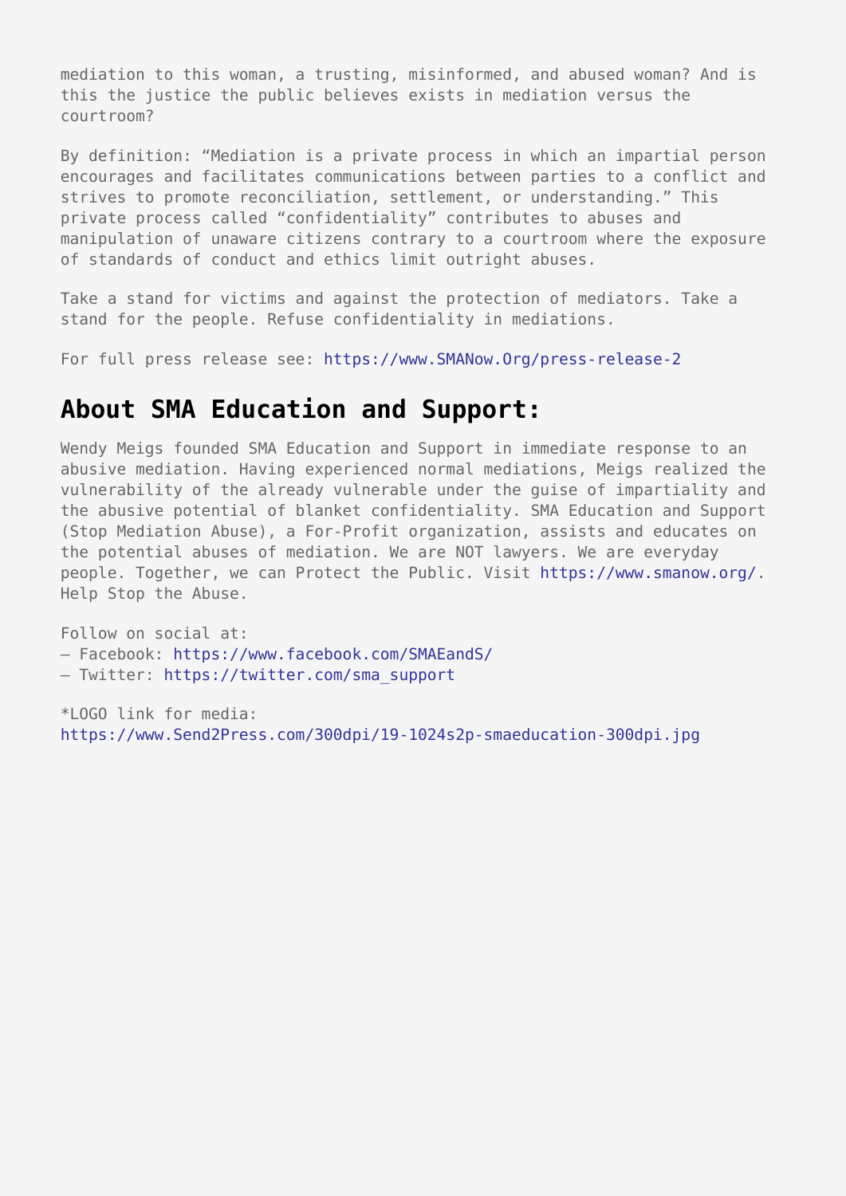mediation to this woman, a trusting, misinformed, and abused woman? And is this the justice the public believes exists in mediation versus the courtroom?

By definition: “Mediation is a private process in which an impartial person encourages and facilitates communications between parties to a conflict and strives to promote reconciliation, settlement, or understanding.” This private process called “confidentiality” contributes to abuses and manipulation of unaware citizens contrary to a courtroom where the exposure of standards of conduct and ethics limit outright abuses.

Take a stand for victims and against the protection of mediators. Take a stand for the people. Refuse confidentiality in mediations.

For full press release see: https://www.SMANow.Org/press-release-2

## About SMA Education and Support:

Wendy Meigs founded SMA Education and Support in immediate response to an abusive mediation. Having experienced normal mediations, Meigs realized the vulnerability of the already vulnerable under the guise of impartiality and the abusive potential of blanket confidentiality. SMA Education and Support (Stop Mediation Abuse), a For-Profit organization, assists and educates on the potential abuses of mediation. We are NOT lawyers. We are everyday people. Together, we can Protect the Public. Visit https://www.smanow.org/. Help Stop the Abuse.

Follow on social at:
– Facebook: https://www.facebook.com/SMAEandS/
– Twitter: https://twitter.com/sma_support

*LOGO link for media:
https://www.Send2Press.com/300dpi/19-1024s2p-smaeducation-300dpi.jpg